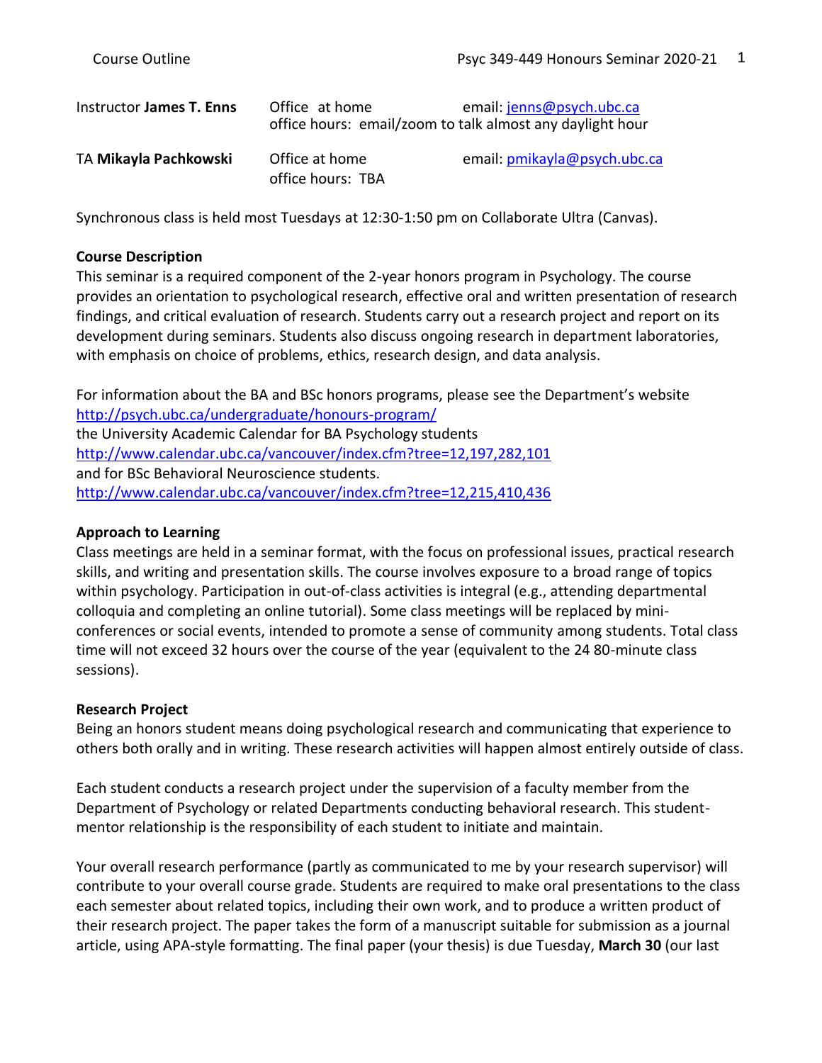| Instructor **James T. Enns** | Office at home | email: jenns@psych.ubc.ca |
|---|---|---|
| | office hours: email/zoom to talk almost any daylight hour | |
| TA **Mikayla Pachkowski** | Office at home | email: pmikayla@psych.ubc.ca |
| | office hours: TBA | |

Synchronous class is held most Tuesdays at 12:30-1:50 pm on Collaborate Ultra (Canvas).

**Course Description**

This seminar is a required component of the 2-year honors program in Psychology. The course provides an orientation to psychological research, effective oral and written presentation of research findings, and critical evaluation of research. Students carry out a research project and report on its development during seminars. Students also discuss ongoing research in department laboratories, with emphasis on choice of problems, ethics, research design, and data analysis.

For information about the BA and BSc honors programs, please see the Department's website http://psych.ubc.ca/undergraduate/honours-program/
the University Academic Calendar for BA Psychology students
http://www.calendar.ubc.ca/vancouver/index.cfm?tree=12,197,282,101
and for BSc Behavioral Neuroscience students.
http://www.calendar.ubc.ca/vancouver/index.cfm?tree=12,215,410,436

**Approach to Learning**

Class meetings are held in a seminar format, with the focus on professional issues, practical research skills, and writing and presentation skills. The course involves exposure to a broad range of topics within psychology. Participation in out-of-class activities is integral (e.g., attending departmental colloquia and completing an online tutorial). Some class meetings will be replaced by mini-conferences or social events, intended to promote a sense of community among students. Total class time will not exceed 32 hours over the course of the year (equivalent to the 24 80-minute class sessions).

**Research Project**

Being an honors student means doing psychological research and communicating that experience to others both orally and in writing. These research activities will happen almost entirely outside of class.

Each student conducts a research project under the supervision of a faculty member from the Department of Psychology or related Departments conducting behavioral research. This student-mentor relationship is the responsibility of each student to initiate and maintain.

Your overall research performance (partly as communicated to me by your research supervisor) will contribute to your overall course grade. Students are required to make oral presentations to the class each semester about related topics, including their own work, and to produce a written product of their research project. The paper takes the form of a manuscript suitable for submission as a journal article, using APA-style formatting. The final paper (your thesis) is due Tuesday, **March 30** (our last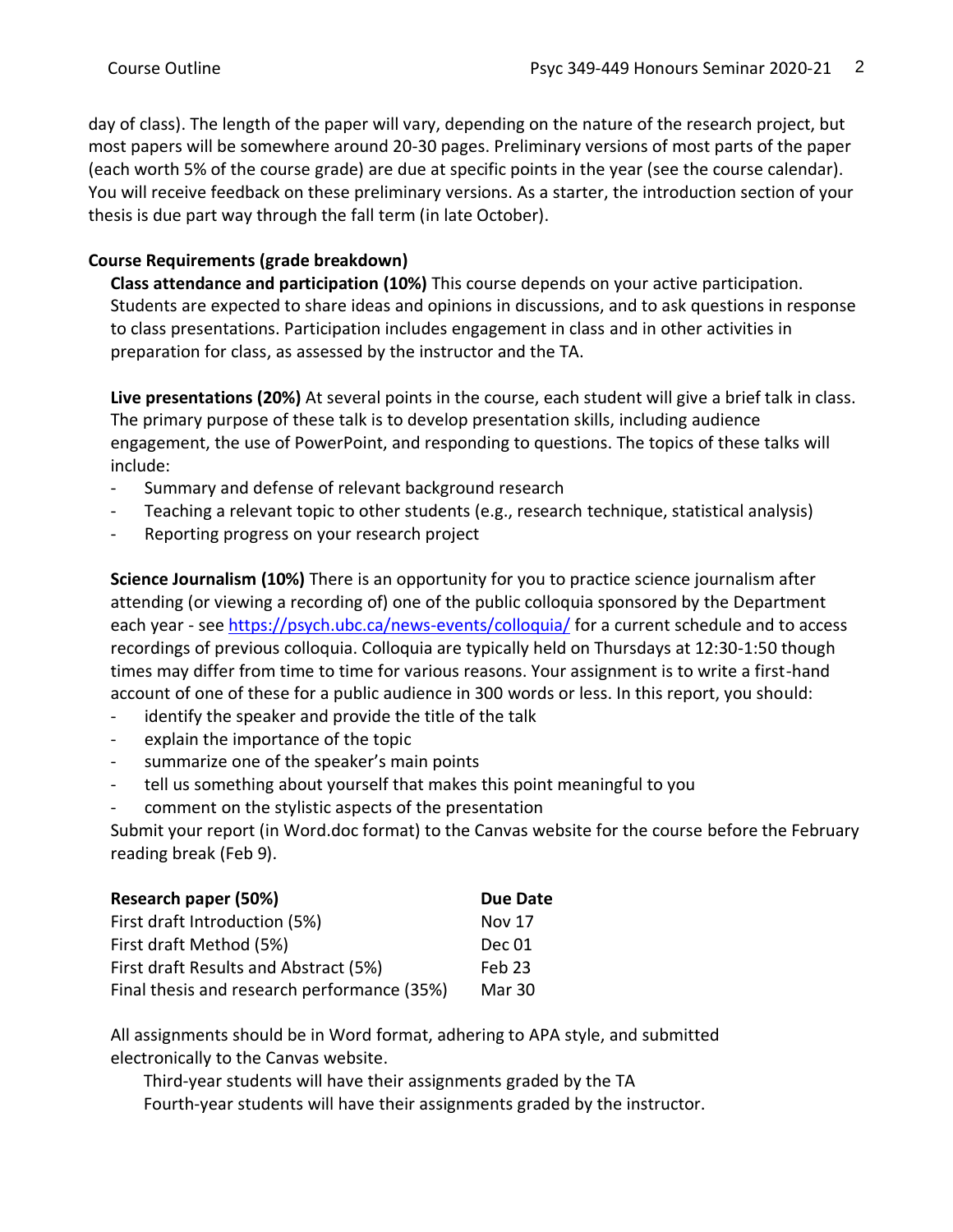day of class). The length of the paper will vary, depending on the nature of the research project, but most papers will be somewhere around 20-30 pages. Preliminary versions of most parts of the paper (each worth 5% of the course grade) are due at specific points in the year (see the course calendar). You will receive feedback on these preliminary versions. As a starter, the introduction section of your thesis is due part way through the fall term (in late October).

**Course Requirements (grade breakdown)**

**Class attendance and participation (10%)** This course depends on your active participation. Students are expected to share ideas and opinions in discussions, and to ask questions in response to class presentations. Participation includes engagement in class and in other activities in preparation for class, as assessed by the instructor and the TA.

**Live presentations (20%)** At several points in the course, each student will give a brief talk in class. The primary purpose of these talk is to develop presentation skills, including audience engagement, the use of PowerPoint, and responding to questions. The topics of these talks will include:

- Summary and defense of relevant background research
- Teaching a relevant topic to other students (e.g., research technique, statistical analysis)
- Reporting progress on your research project

**Science Journalism (10%)** There is an opportunity for you to practice science journalism after attending (or viewing a recording of) one of the public colloquia sponsored by the Department each year - see [https://psych.ubc.ca/news-events/colloquia/](https://psych.ubc.ca/news-events/colloquia/) for a current schedule and to access recordings of previous colloquia. Colloquia are typically held on Thursdays at 12:30-1:50 though times may differ from time to time for various reasons. Your assignment is to write a first-hand account of one of these for a public audience in 300 words or less. In this report, you should:

- identify the speaker and provide the title of the talk
- explain the importance of the topic
- summarize one of the speaker's main points
- tell us something about yourself that makes this point meaningful to you
- comment on the stylistic aspects of the presentation

Submit your report (in Word.doc format) to the Canvas website for the course before the February reading break (Feb 9).

| **Research paper (50%)** | **Due Date** |
|---|---|
| First draft Introduction (5%) | Nov 17 |
| First draft Method (5%) | Dec 01 |
| First draft Results and Abstract (5%) | Feb 23 |
| Final thesis and research performance (35%) | Mar 30 |

All assignments should be in Word format, adhering to APA style, and submitted electronically to the Canvas website.

Third-year students will have their assignments graded by the TA
Fourth-year students will have their assignments graded by the instructor.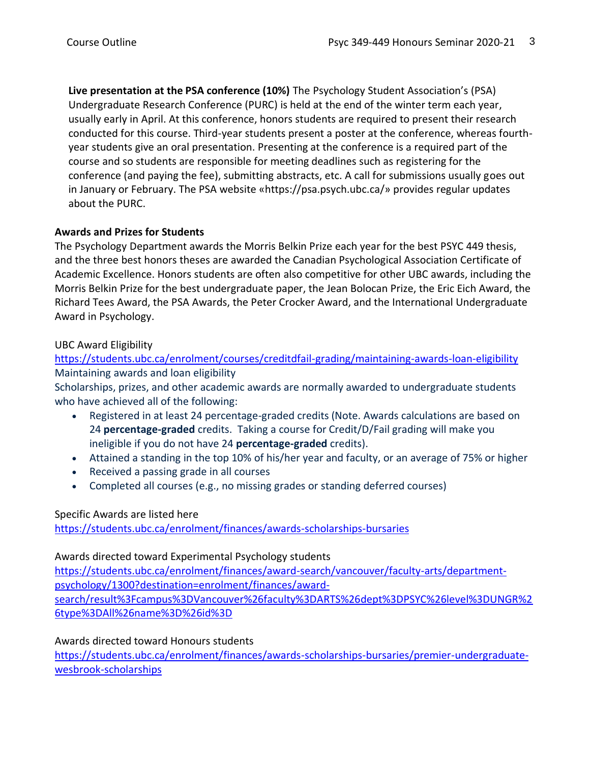**Live presentation at the PSA conference (10%)** The Psychology Student Association's (PSA) Undergraduate Research Conference (PURC) is held at the end of the winter term each year, usually early in April. At this conference, honors students are required to present their research conducted for this course. Third-year students present a poster at the conference, whereas fourth-year students give an oral presentation. Presenting at the conference is a required part of the course and so students are responsible for meeting deadlines such as registering for the conference (and paying the fee), submitting abstracts, etc. A call for submissions usually goes out in January or February. The PSA website «https://psa.psych.ubc.ca/» provides regular updates about the PURC.

**Awards and Prizes for Students**

The Psychology Department awards the Morris Belkin Prize each year for the best PSYC 449 thesis, and the three best honors theses are awarded the Canadian Psychological Association Certificate of Academic Excellence. Honors students are often also competitive for other UBC awards, including the Morris Belkin Prize for the best undergraduate paper, the Jean Bolocan Prize, the Eric Eich Award, the Richard Tees Award, the PSA Awards, the Peter Crocker Award, and the International Undergraduate Award in Psychology.

UBC Award Eligibility
https://students.ubc.ca/enrolment/courses/creditdfail-grading/maintaining-awards-loan-eligibility
Maintaining awards and loan eligibility
Scholarships, prizes, and other academic awards are normally awarded to undergraduate students who have achieved all of the following:

- Registered in at least 24 percentage-graded credits (Note. Awards calculations are based on 24 **percentage-graded** credits. Taking a course for Credit/D/Fail grading will make you ineligible if you do not have 24 **percentage-graded** credits).
- Attained a standing in the top 10% of his/her year and faculty, or an average of 75% or higher
- Received a passing grade in all courses
- Completed all courses (e.g., no missing grades or standing deferred courses)

Specific Awards are listed here
https://students.ubc.ca/enrolment/finances/awards-scholarships-bursaries

Awards directed toward Experimental Psychology students
https://students.ubc.ca/enrolment/finances/award-search/vancouver/faculty-arts/department-psychology/1300?destination=enrolment/finances/award-search/result%3Fcampus%3DVancouver%26faculty%3DARTS%26dept%3DPSYC%26level%3DUNGR%26type%3DAll%26name%3D%26id%3D

Awards directed toward Honours students
https://students.ubc.ca/enrolment/finances/awards-scholarships-bursaries/premier-undergraduate-wesbrook-scholarships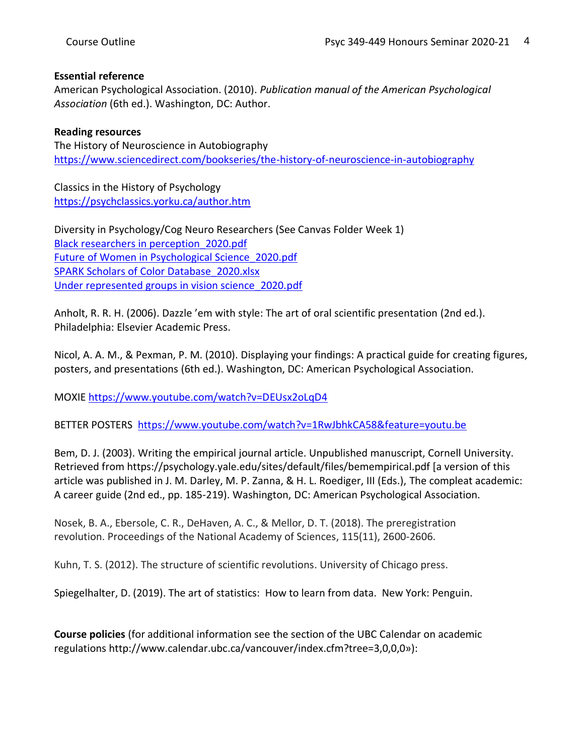**Essential reference**

American Psychological Association. (2010). *Publication manual of the American Psychological Association* (6th ed.). Washington, DC: Author.

**Reading resources**

The History of Neuroscience in Autobiography
https://www.sciencedirect.com/bookseries/the-history-of-neuroscience-in-autobiography

Classics in the History of Psychology
https://psychclassics.yorku.ca/author.htm

Diversity in Psychology/Cog Neuro Researchers (See Canvas Folder Week 1)
Black researchers in perception_2020.pdf
Future of Women in Psychological Science_2020.pdf
SPARK Scholars of Color Database_2020.xlsx
Under represented groups in vision science_2020.pdf

Anholt, R. R. H. (2006). Dazzle 'em with style: The art of oral scientific presentation (2nd ed.). Philadelphia: Elsevier Academic Press.

Nicol, A. A. M., & Pexman, P. M. (2010). Displaying your findings: A practical guide for creating figures, posters, and presentations (6th ed.). Washington, DC: American Psychological Association.

MOXIE https://www.youtube.com/watch?v=DEUsx2oLqD4

BETTER POSTERS https://www.youtube.com/watch?v=1RwJbhkCA58&feature=youtu.be

Bem, D. J. (2003). Writing the empirical journal article. Unpublished manuscript, Cornell University. Retrieved from https://psychology.yale.edu/sites/default/files/bemempirical.pdf [a version of this article was published in J. M. Darley, M. P. Zanna, & H. L. Roediger, III (Eds.), The compleat academic: A career guide (2nd ed., pp. 185-219). Washington, DC: American Psychological Association.

Nosek, B. A., Ebersole, C. R., DeHaven, A. C., & Mellor, D. T. (2018). The preregistration revolution. Proceedings of the National Academy of Sciences, 115(11), 2600-2606.

Kuhn, T. S. (2012). The structure of scientific revolutions. University of Chicago press.

Spiegelhalter, D. (2019). The art of statistics: How to learn from data. New York: Penguin.

**Course policies** (for additional information see the section of the UBC Calendar on academic regulations http://www.calendar.ubc.ca/vancouver/index.cfm?tree=3,0,0,0»):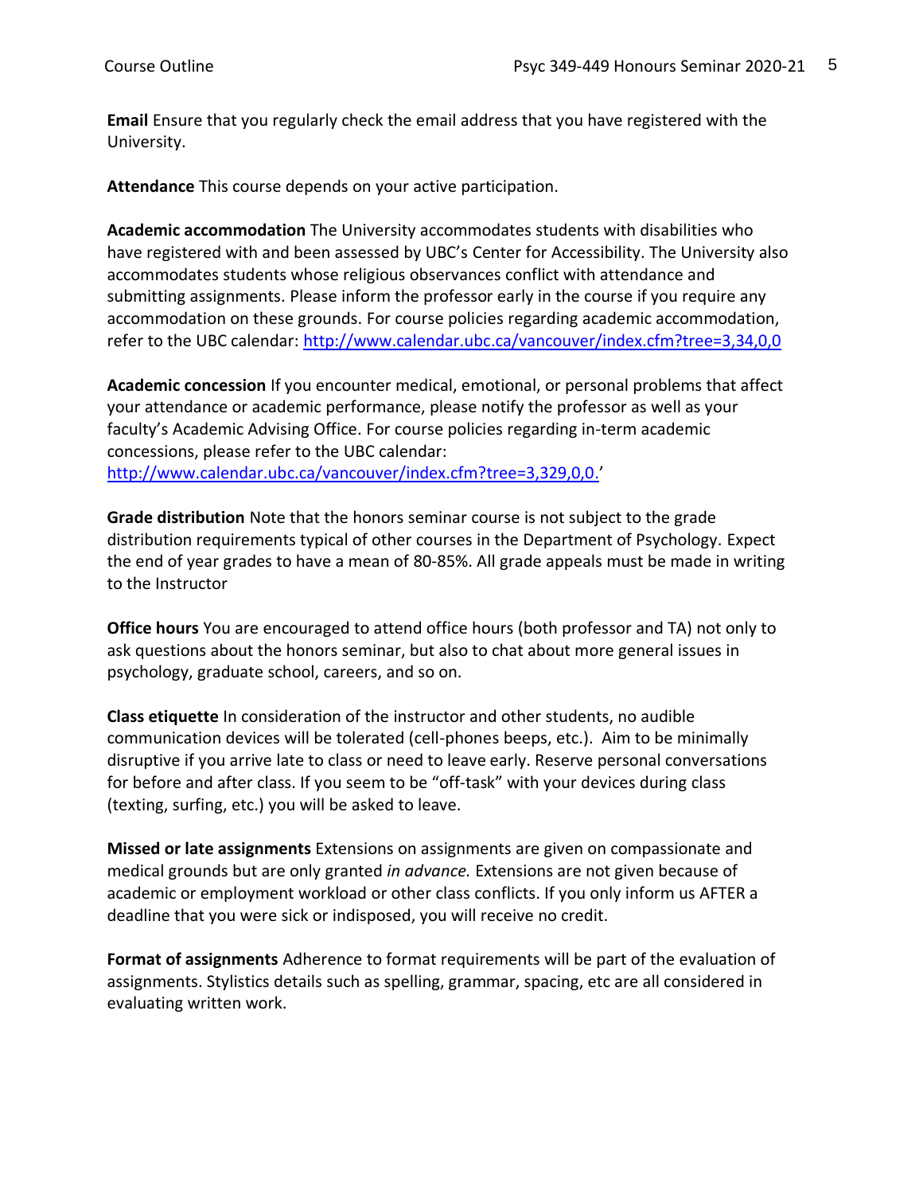**Email** Ensure that you regularly check the email address that you have registered with the University.

**Attendance** This course depends on your active participation.

**Academic accommodation** The University accommodates students with disabilities who have registered with and been assessed by UBC's Center for Accessibility. The University also accommodates students whose religious observances conflict with attendance and submitting assignments. Please inform the professor early in the course if you require any accommodation on these grounds. For course policies regarding academic accommodation, refer to the UBC calendar: [http://www.calendar.ubc.ca/vancouver/index.cfm?tree=3,34,0,0](http://www.calendar.ubc.ca/vancouver/index.cfm?tree=3,34,0,0)

**Academic concession** If you encounter medical, emotional, or personal problems that affect your attendance or academic performance, please notify the professor as well as your faculty's Academic Advising Office. For course policies regarding in-term academic concessions, please refer to the UBC calendar: [http://www.calendar.ubc.ca/vancouver/index.cfm?tree=3,329,0,0.](http://www.calendar.ubc.ca/vancouver/index.cfm?tree=3,329,0,0)'

**Grade distribution** Note that the honors seminar course is not subject to the grade distribution requirements typical of other courses in the Department of Psychology. Expect the end of year grades to have a mean of 80-85%. All grade appeals must be made in writing to the Instructor

**Office hours** You are encouraged to attend office hours (both professor and TA) not only to ask questions about the honors seminar, but also to chat about more general issues in psychology, graduate school, careers, and so on.

**Class etiquette** In consideration of the instructor and other students, no audible communication devices will be tolerated (cell-phones beeps, etc.). Aim to be minimally disruptive if you arrive late to class or need to leave early. Reserve personal conversations for before and after class. If you seem to be "off-task" with your devices during class (texting, surfing, etc.) you will be asked to leave.

**Missed or late assignments** Extensions on assignments are given on compassionate and medical grounds but are only granted *in advance.* Extensions are not given because of academic or employment workload or other class conflicts. If you only inform us AFTER a deadline that you were sick or indisposed, you will receive no credit.

**Format of assignments** Adherence to format requirements will be part of the evaluation of assignments. Stylistics details such as spelling, grammar, spacing, etc are all considered in evaluating written work.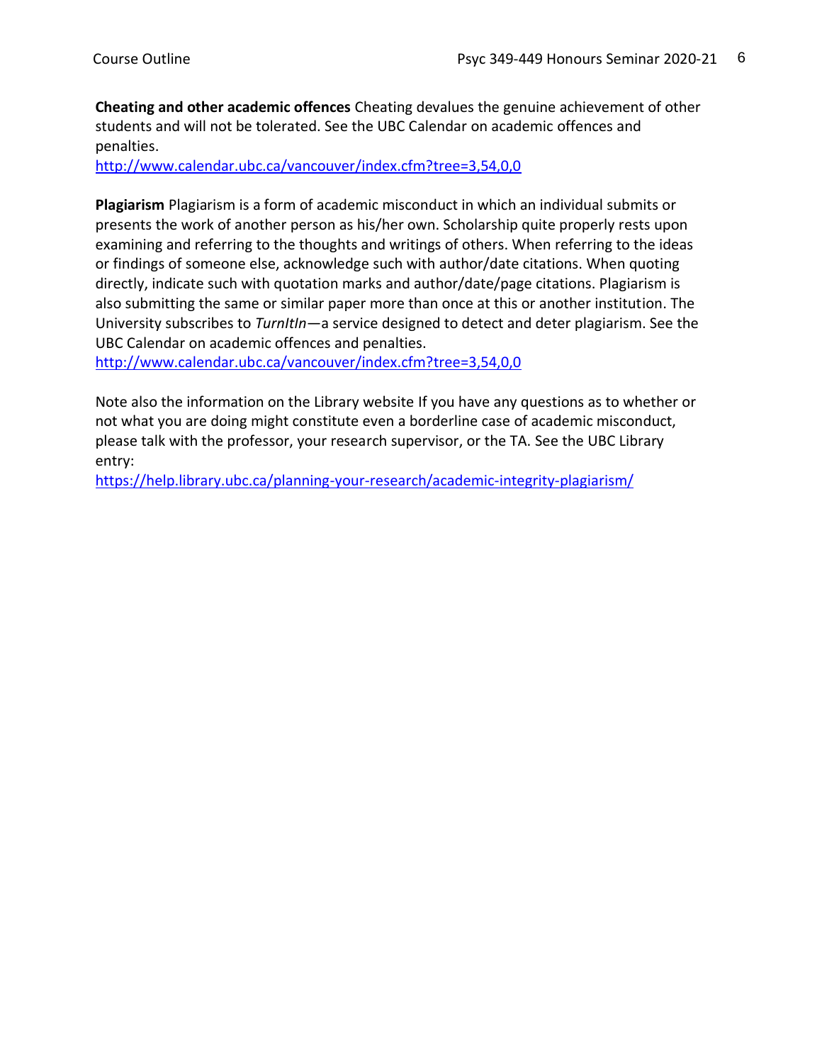**Cheating and other academic offences** Cheating devalues the genuine achievement of other students and will not be tolerated. See the UBC Calendar on academic offences and penalties.
http://www.calendar.ubc.ca/vancouver/index.cfm?tree=3,54,0,0

**Plagiarism** Plagiarism is a form of academic misconduct in which an individual submits or presents the work of another person as his/her own. Scholarship quite properly rests upon examining and referring to the thoughts and writings of others. When referring to the ideas or findings of someone else, acknowledge such with author/date citations. When quoting directly, indicate such with quotation marks and author/date/page citations. Plagiarism is also submitting the same or similar paper more than once at this or another institution. The University subscribes to *TurnItIn*—a service designed to detect and deter plagiarism. See the UBC Calendar on academic offences and penalties.
http://www.calendar.ubc.ca/vancouver/index.cfm?tree=3,54,0,0

Note also the information on the Library website If you have any questions as to whether or not what you are doing might constitute even a borderline case of academic misconduct, please talk with the professor, your research supervisor, or the TA. See the UBC Library entry:
https://help.library.ubc.ca/planning-your-research/academic-integrity-plagiarism/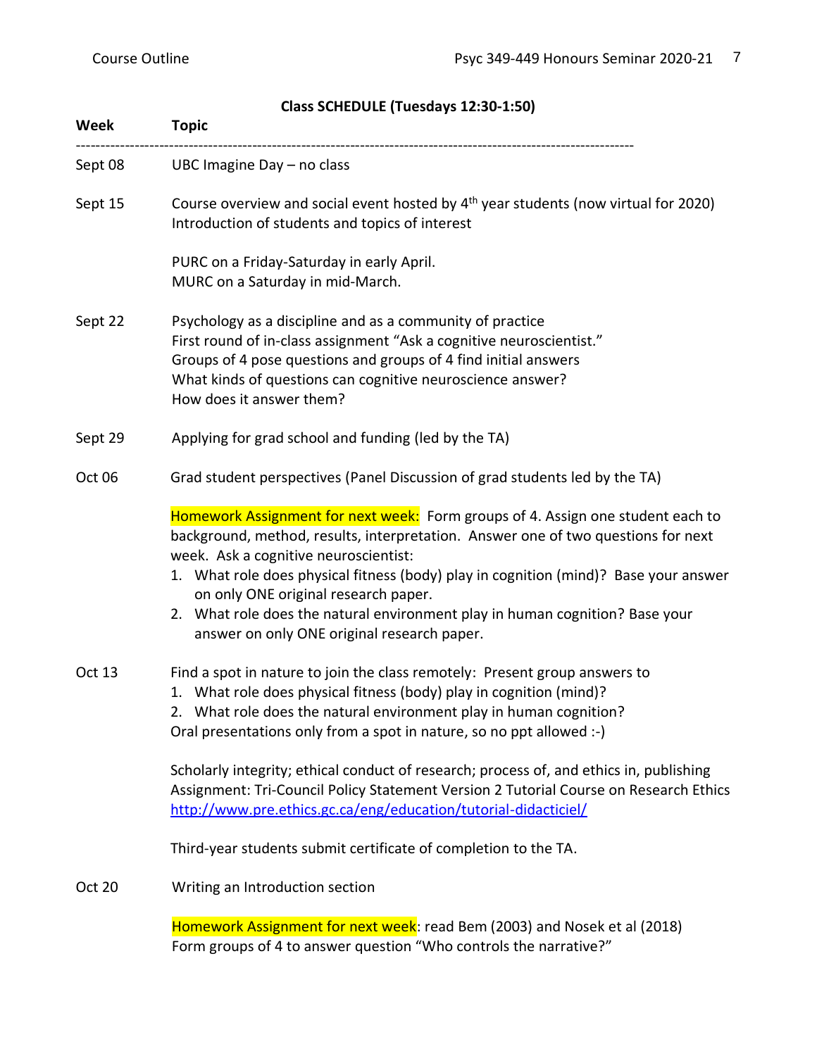**Class SCHEDULE (Tuesdays 12:30-1:50)**

| Week | Topic |
|---|---|
| Sept 08 | UBC Imagine Day – no class |
| Sept 15 | Course overview and social event hosted by 4th year students (now virtual for 2020)<br>Introduction of students and topics of interest<br><br>PURC on a Friday-Saturday in early April.<br>MURC on a Saturday in mid-March. |
| Sept 22 | Psychology as a discipline and as a community of practice<br>First round of in-class assignment "Ask a cognitive neuroscientist."<br>Groups of 4 pose questions and groups of 4 find initial answers<br>What kinds of questions can cognitive neuroscience answer?<br>How does it answer them? |
| Sept 29 | Applying for grad school and funding (led by the TA) |
| Oct 06 | Grad student perspectives (Panel Discussion of grad students led by the TA)<br><br>Homework Assignment for next week: Form groups of 4. Assign one student each to background, method, results, interpretation. Answer one of two questions for next week. Ask a cognitive neuroscientist:<br>1. What role does physical fitness (body) play in cognition (mind)? Base your answer on only ONE original research paper.<br>2. What role does the natural environment play in human cognition? Base your answer on only ONE original research paper. |
| Oct 13 | Find a spot in nature to join the class remotely: Present group answers to<br>1. What role does physical fitness (body) play in cognition (mind)?<br>2. What role does the natural environment play in human cognition?<br>Oral presentations only from a spot in nature, so no ppt allowed :-)<br><br>Scholarly integrity; ethical conduct of research; process of, and ethics in, publishing<br>Assignment: Tri-Council Policy Statement Version 2 Tutorial Course on Research Ethics<br>http://www.pre.ethics.gc.ca/eng/education/tutorial-didacticiel/<br><br>Third-year students submit certificate of completion to the TA. |
| Oct 20 | Writing an Introduction section<br><br>Homework Assignment for next week: read Bem (2003) and Nosek et al (2018)<br>Form groups of 4 to answer question "Who controls the narrative?" |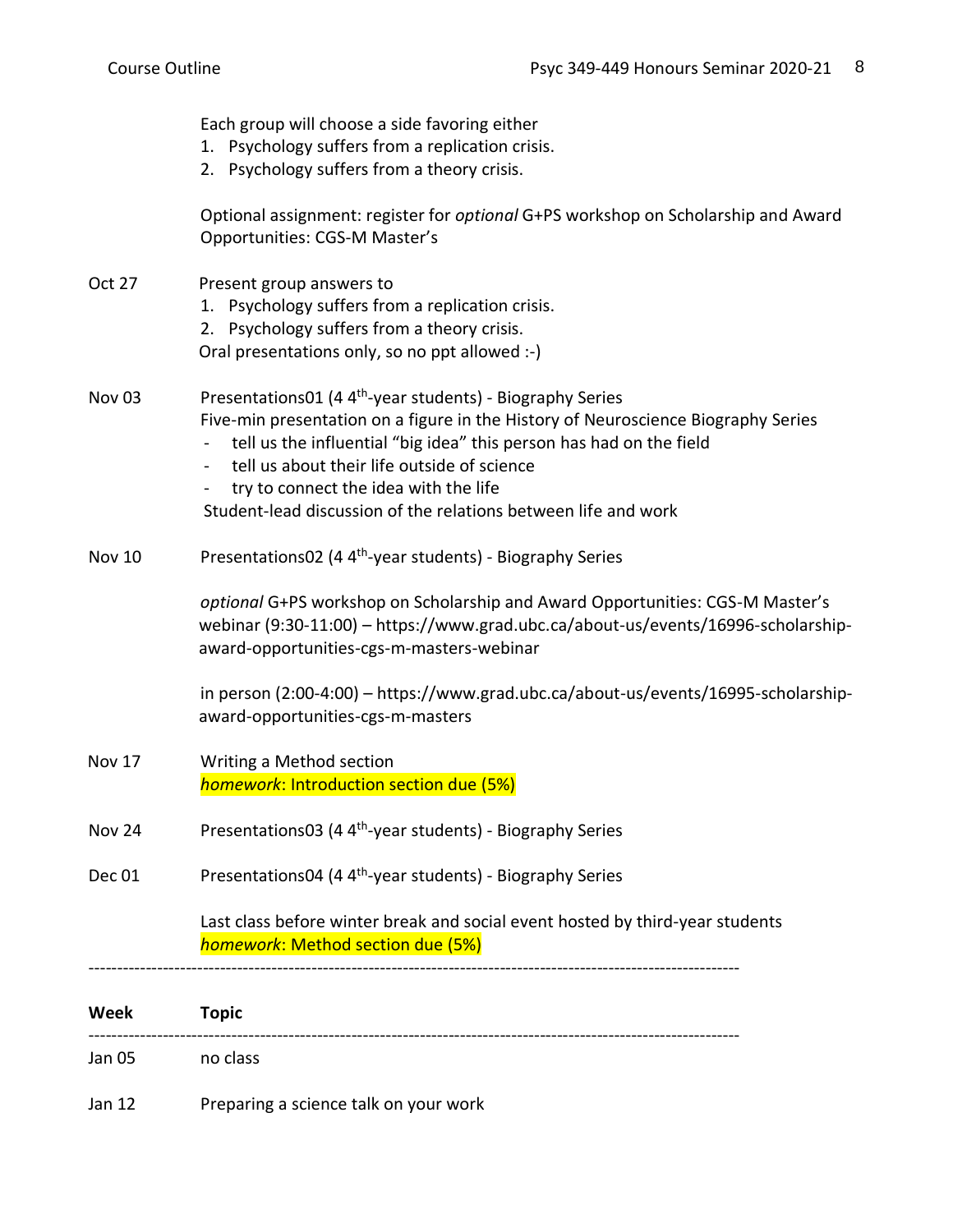| | |
|---|---|
| | Each group will choose a side favoring either<br>1. Psychology suffers from a replication crisis.<br>2. Psychology suffers from a theory crisis.<br><br>Optional assignment: register for *optional* G+PS workshop on Scholarship and Award Opportunities: CGS-M Master's |
| Oct 27 | Present group answers to<br>1. Psychology suffers from a replication crisis.<br>2. Psychology suffers from a theory crisis.<br>Oral presentations only, so no ppt allowed :-) |
| Nov 03 | Presentations01 (4 4th-year students) - Biography Series<br>Five-min presentation on a figure in the History of Neuroscience Biography Series<br>- tell us the influential "big idea" this person has had on the field<br>- tell us about their life outside of science<br>- try to connect the idea with the life<br>Student-lead discussion of the relations between life and work |
| Nov 10 | Presentations02 (4 4th-year students) - Biography Series<br><br>*optional* G+PS workshop on Scholarship and Award Opportunities: CGS-M Master's webinar (9:30-11:00) – https://www.grad.ubc.ca/about-us/events/16996-scholarship-award-opportunities-cgs-m-masters-webinar<br><br>in person (2:00-4:00) – https://www.grad.ubc.ca/about-us/events/16995-scholarship-award-opportunities-cgs-m-masters |
| Nov 17 | Writing a Method section<br>*homework*: Introduction section due (5%) |
| Nov 24 | Presentations03 (4 4th-year students) - Biography Series |
| Dec 01 | Presentations04 (4 4th-year students) - Biography Series<br><br>Last class before winter break and social event hosted by third-year students<br>*homework*: Method section due (5%) |

---

| **Week** | **Topic** |
|---|---|
| Jan 05 | no class |
| Jan 12 | Preparing a science talk on your work |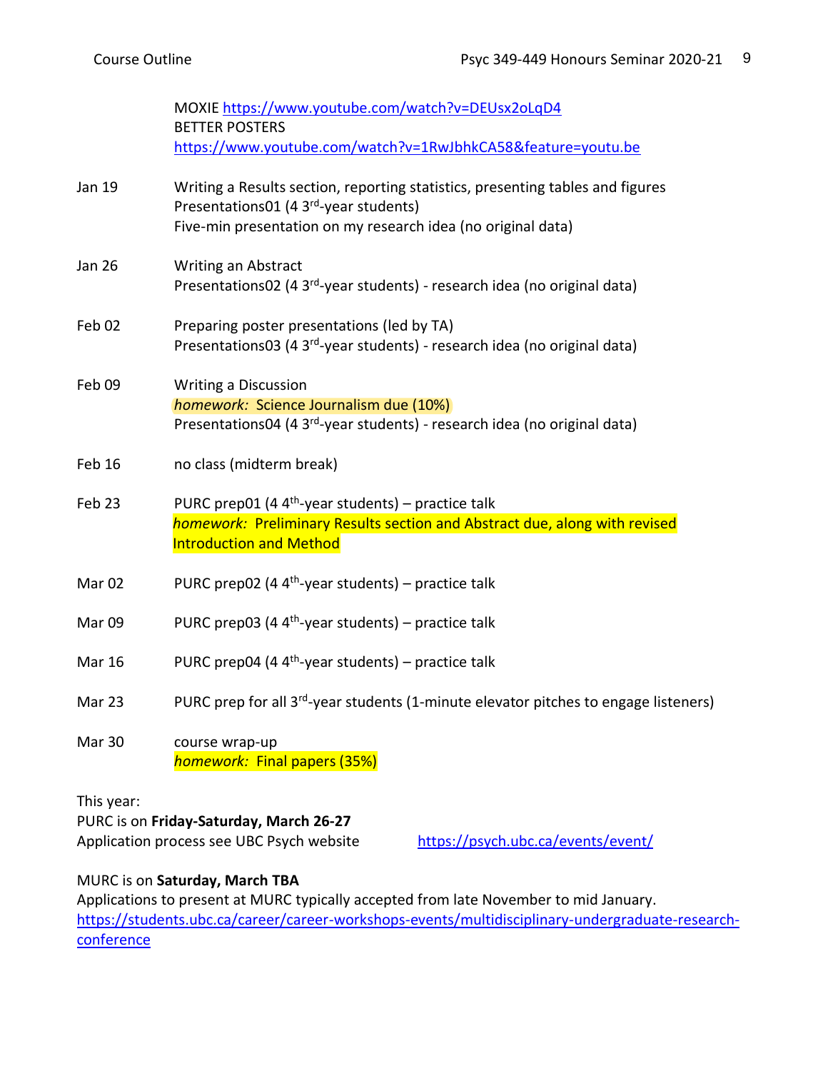| | |
|---|---|
| | MOXIE https://www.youtube.com/watch?v=DEUsx2oLqD4<br>BETTER POSTERS<br>https://www.youtube.com/watch?v=1RwJbhkCA58&feature=youtu.be |
| Jan 19 | Writing a Results section, reporting statistics, presenting tables and figures<br>Presentations01 (4 3rd-year students)<br>Five-min presentation on my research idea (no original data) |
| Jan 26 | Writing an Abstract<br>Presentations02 (4 3rd-year students) - research idea (no original data) |
| Feb 02 | Preparing poster presentations (led by TA)<br>Presentations03 (4 3rd-year students) - research idea (no original data) |
| Feb 09 | Writing a Discussion<br>*homework:* Science Journalism due (10%)<br>Presentations04 (4 3rd-year students) - research idea (no original data) |
| Feb 16 | no class (midterm break) |
| Feb 23 | PURC prep01 (4 4th-year students) – practice talk<br>*homework:* Preliminary Results section and Abstract due, along with revised Introduction and Method |
| Mar 02 | PURC prep02 (4 4th-year students) – practice talk |
| Mar 09 | PURC prep03 (4 4th-year students) – practice talk |
| Mar 16 | PURC prep04 (4 4th-year students) – practice talk |
| Mar 23 | PURC prep for all 3rd-year students (1-minute elevator pitches to engage listeners) |
| Mar 30 | course wrap-up<br>*homework:* Final papers (35%) |

This year:
PURC is on **Friday-Saturday, March 26-27**
Application process see UBC Psych website https://psych.ubc.ca/events/event/

MURC is on **Saturday, March TBA**
Applications to present at MURC typically accepted from late November to mid January.
https://students.ubc.ca/career/career-workshops-events/multidisciplinary-undergraduate-research-conference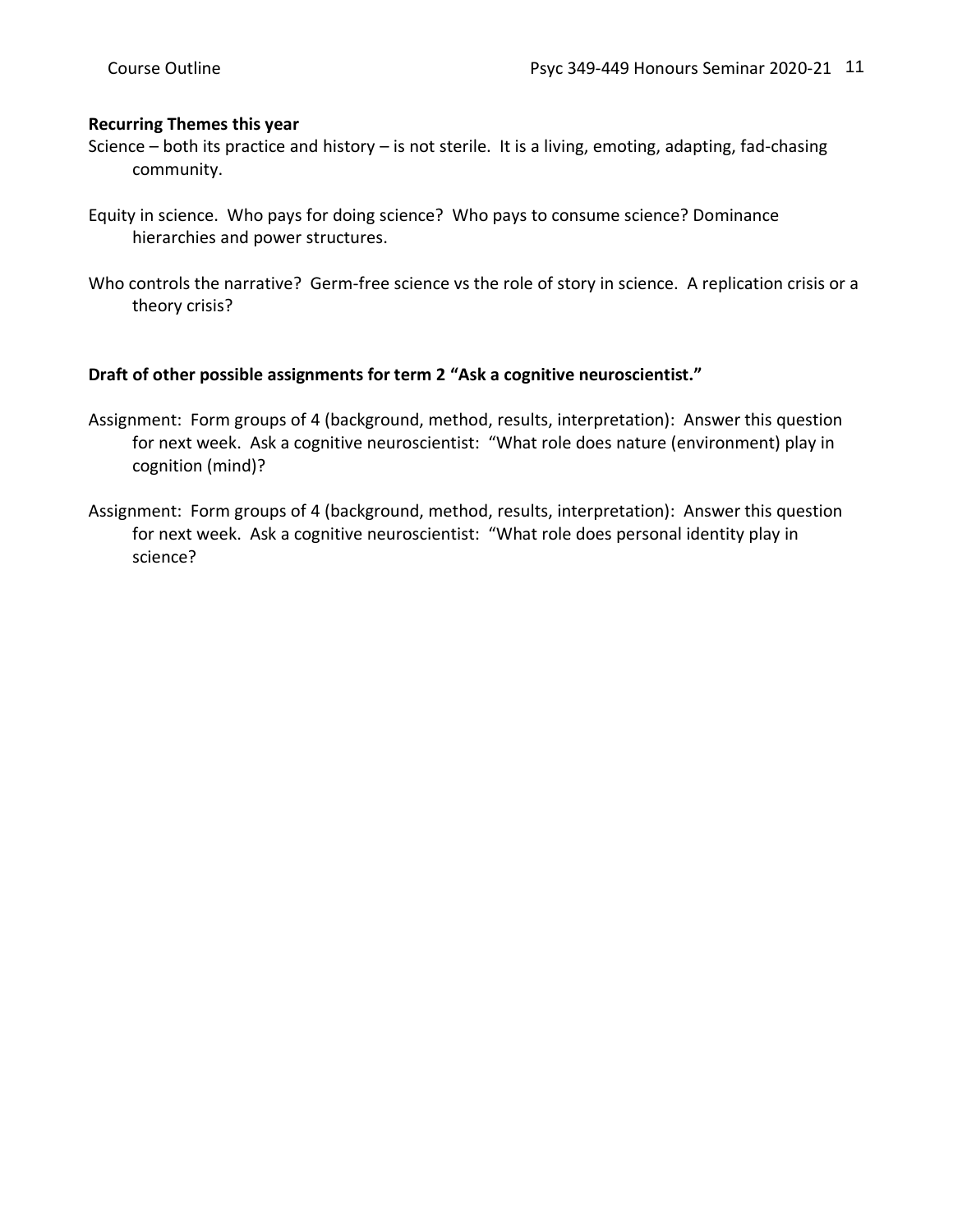**Recurring Themes this year**

Science – both its practice and history – is not sterile. It is a living, emoting, adapting, fad-chasing community.

Equity in science. Who pays for doing science? Who pays to consume science? Dominance hierarchies and power structures.

Who controls the narrative? Germ-free science vs the role of story in science. A replication crisis or a theory crisis?

**Draft of other possible assignments for term 2 "Ask a cognitive neuroscientist."**

Assignment: Form groups of 4 (background, method, results, interpretation): Answer this question for next week. Ask a cognitive neuroscientist: "What role does nature (environment) play in cognition (mind)?

Assignment: Form groups of 4 (background, method, results, interpretation): Answer this question for next week. Ask a cognitive neuroscientist: "What role does personal identity play in science?